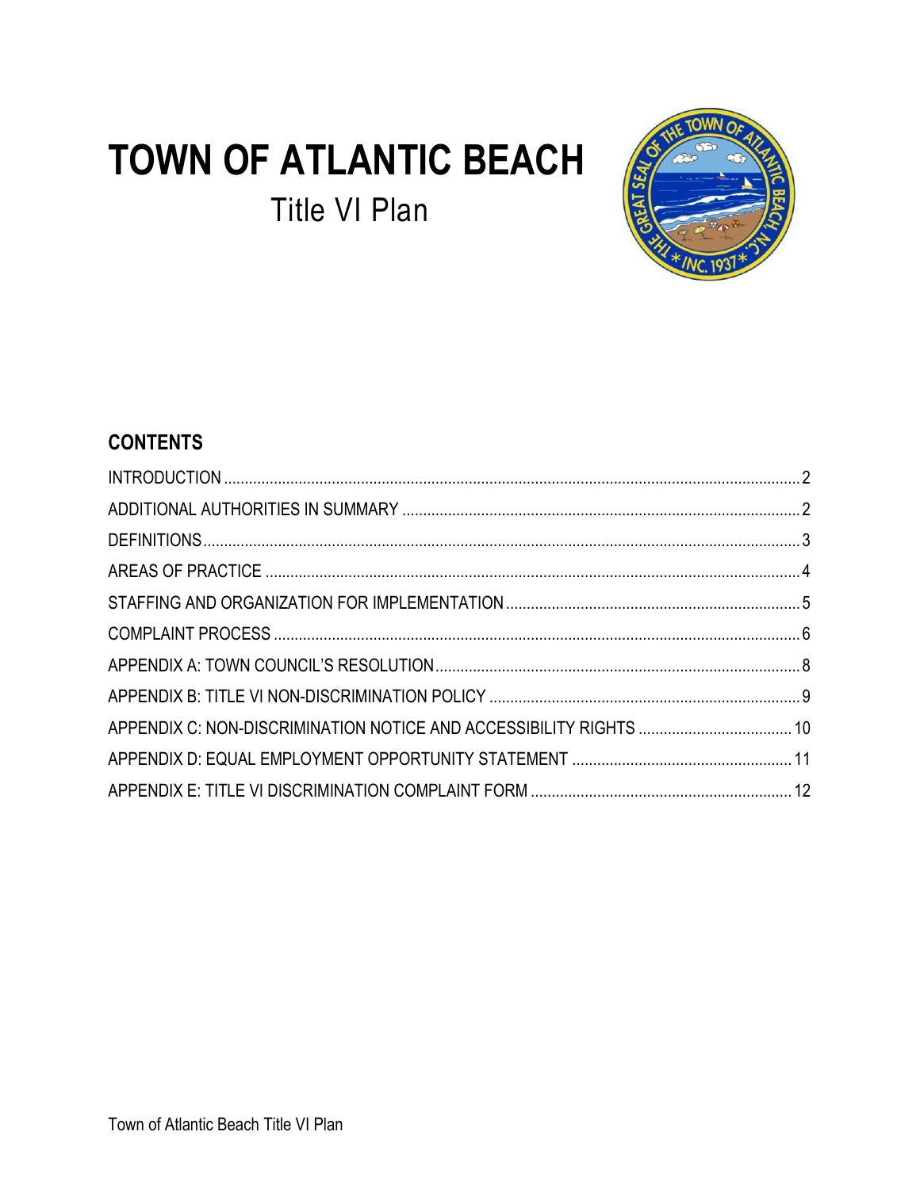# TOWN OF ATLANTIC BEACH

## Title VI Plan

## CONTENTS

INTRODUCTION .......... 2
ADDITIONAL AUTHORITIES IN SUMMARY .......... 2
DEFINITIONS .......... 3
AREAS OF PRACTICE .......... 4
STAFFING AND ORGANIZATION FOR IMPLEMENTATION .......... 5
COMPLAINT PROCESS .......... 6
APPENDIX A: TOWN COUNCIL'S RESOLUTION .......... 8
APPENDIX B: TITLE VI NON-DISCRIMINATION POLICY .......... 9
APPENDIX C: NON-DISCRIMINATION NOTICE AND ACCESSIBILITY RIGHTS .......... 10
APPENDIX D: EQUAL EMPLOYMENT OPPORTUNITY STATEMENT .......... 11
APPENDIX E: TITLE VI DISCRIMINATION COMPLAINT FORM .......... 12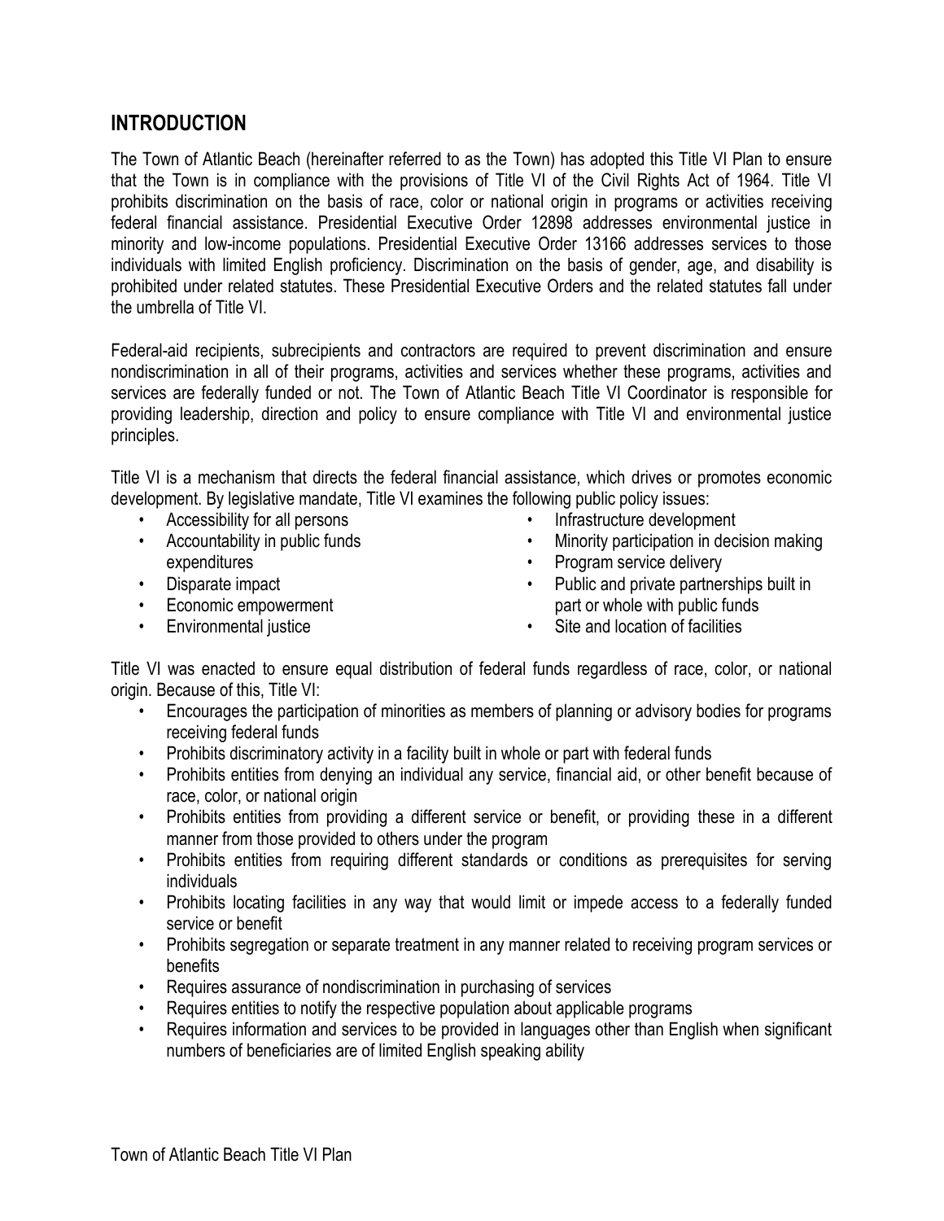## INTRODUCTION

The Town of Atlantic Beach (hereinafter referred to as the Town) has adopted this Title VI Plan to ensure that the Town is in compliance with the provisions of Title VI of the Civil Rights Act of 1964. Title VI prohibits discrimination on the basis of race, color or national origin in programs or activities receiving federal financial assistance. Presidential Executive Order 12898 addresses environmental justice in minority and low-income populations. Presidential Executive Order 13166 addresses services to those individuals with limited English proficiency. Discrimination on the basis of gender, age, and disability is prohibited under related statutes. These Presidential Executive Orders and the related statutes fall under the umbrella of Title VI.

Federal-aid recipients, subrecipients and contractors are required to prevent discrimination and ensure nondiscrimination in all of their programs, activities and services whether these programs, activities and services are federally funded or not. The Town of Atlantic Beach Title VI Coordinator is responsible for providing leadership, direction and policy to ensure compliance with Title VI and environmental justice principles.

Title VI is a mechanism that directs the federal financial assistance, which drives or promotes economic development. By legislative mandate, Title VI examines the following public policy issues:

- Accessibility for all persons
- Accountability in public funds expenditures
- Disparate impact
- Economic empowerment
- Environmental justice
- Infrastructure development
- Minority participation in decision making
- Program service delivery
- Public and private partnerships built in part or whole with public funds
- Site and location of facilities

Title VI was enacted to ensure equal distribution of federal funds regardless of race, color, or national origin. Because of this, Title VI:

- Encourages the participation of minorities as members of planning or advisory bodies for programs receiving federal funds
- Prohibits discriminatory activity in a facility built in whole or part with federal funds
- Prohibits entities from denying an individual any service, financial aid, or other benefit because of race, color, or national origin
- Prohibits entities from providing a different service or benefit, or providing these in a different manner from those provided to others under the program
- Prohibits entities from requiring different standards or conditions as prerequisites for serving individuals
- Prohibits locating facilities in any way that would limit or impede access to a federally funded service or benefit
- Prohibits segregation or separate treatment in any manner related to receiving program services or benefits
- Requires assurance of nondiscrimination in purchasing of services
- Requires entities to notify the respective population about applicable programs
- Requires information and services to be provided in languages other than English when significant numbers of beneficiaries are of limited English speaking ability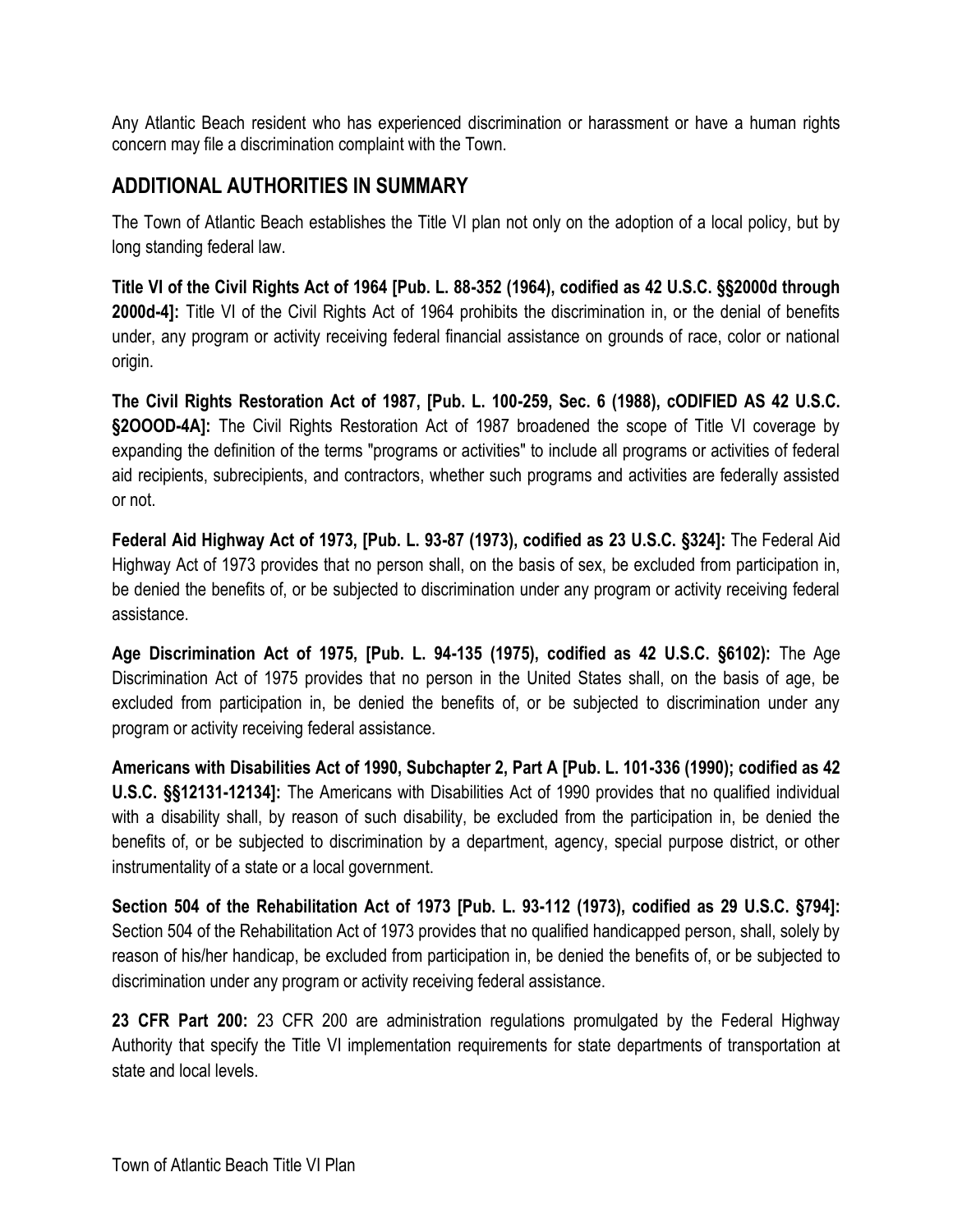Any Atlantic Beach resident who has experienced discrimination or harassment or have a human rights concern may file a discrimination complaint with the Town.

## ADDITIONAL AUTHORITIES IN SUMMARY

The Town of Atlantic Beach establishes the Title VI plan not only on the adoption of a local policy, but by long standing federal law.

**Title VI of the Civil Rights Act of 1964 [Pub. L. 88-352 (1964), codified as 42 U.S.C. §§2000d through 2000d-4]:** Title VI of the Civil Rights Act of 1964 prohibits the discrimination in, or the denial of benefits under, any program or activity receiving federal financial assistance on grounds of race, color or national origin.

**The Civil Rights Restoration Act of 1987, [Pub. L. 100-259, Sec. 6 (1988), cODIFIED AS 42 U.S.C. §2OOOD-4A]:** The Civil Rights Restoration Act of 1987 broadened the scope of Title VI coverage by expanding the definition of the terms "programs or activities" to include all programs or activities of federal aid recipients, subrecipients, and contractors, whether such programs and activities are federally assisted or not.

**Federal Aid Highway Act of 1973, [Pub. L. 93-87 (1973), codified as 23 U.S.C. §324]:** The Federal Aid Highway Act of 1973 provides that no person shall, on the basis of sex, be excluded from participation in, be denied the benefits of, or be subjected to discrimination under any program or activity receiving federal assistance.

**Age Discrimination Act of 1975, [Pub. L. 94-135 (1975), codified as 42 U.S.C. §6102):** The Age Discrimination Act of 1975 provides that no person in the United States shall, on the basis of age, be excluded from participation in, be denied the benefits of, or be subjected to discrimination under any program or activity receiving federal assistance.

**Americans with Disabilities Act of 1990, Subchapter 2, Part A [Pub. L. 101-336 (1990); codified as 42 U.S.C. §§12131-12134]:** The Americans with Disabilities Act of 1990 provides that no qualified individual with a disability shall, by reason of such disability, be excluded from the participation in, be denied the benefits of, or be subjected to discrimination by a department, agency, special purpose district, or other instrumentality of a state or a local government.

**Section 504 of the Rehabilitation Act of 1973 [Pub. L. 93-112 (1973), codified as 29 U.S.C. §794]:** Section 504 of the Rehabilitation Act of 1973 provides that no qualified handicapped person, shall, solely by reason of his/her handicap, be excluded from participation in, be denied the benefits of, or be subjected to discrimination under any program or activity receiving federal assistance.

**23 CFR Part 200:** 23 CFR 200 are administration regulations promulgated by the Federal Highway Authority that specify the Title VI implementation requirements for state departments of transportation at state and local levels.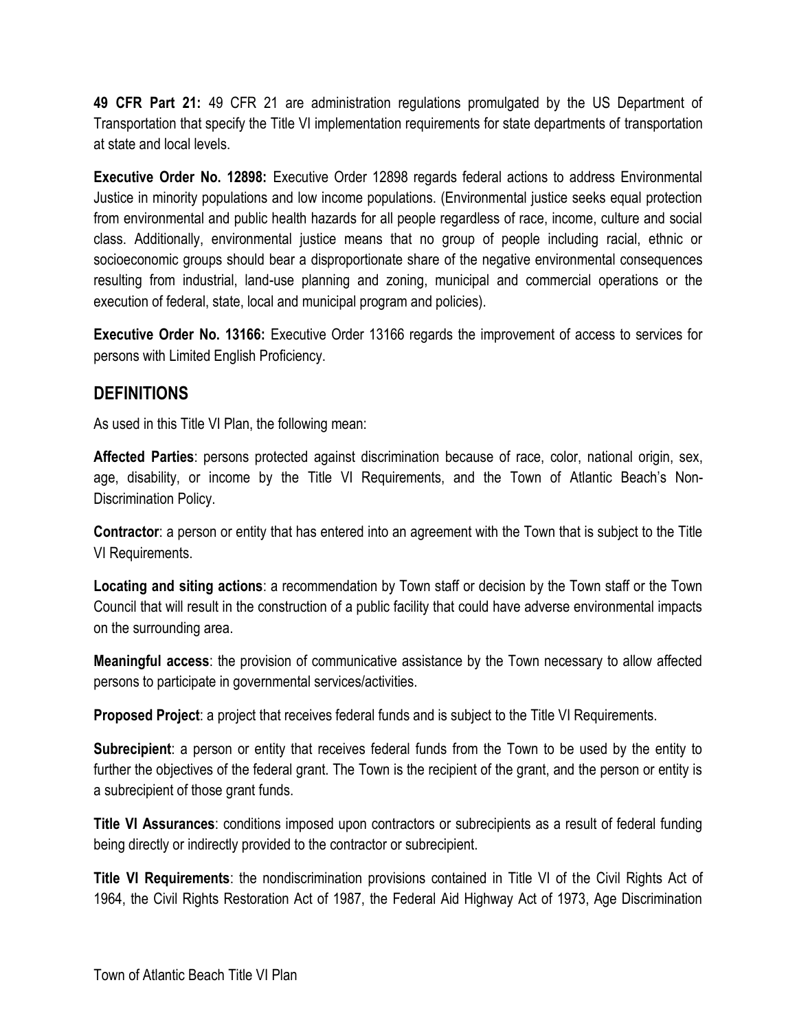**49 CFR Part 21:** 49 CFR 21 are administration regulations promulgated by the US Department of Transportation that specify the Title VI implementation requirements for state departments of transportation at state and local levels.

**Executive Order No. 12898:** Executive Order 12898 regards federal actions to address Environmental Justice in minority populations and low income populations. (Environmental justice seeks equal protection from environmental and public health hazards for all people regardless of race, income, culture and social class. Additionally, environmental justice means that no group of people including racial, ethnic or socioeconomic groups should bear a disproportionate share of the negative environmental consequences resulting from industrial, land-use planning and zoning, municipal and commercial operations or the execution of federal, state, local and municipal program and policies).

**Executive Order No. 13166:** Executive Order 13166 regards the improvement of access to services for persons with Limited English Proficiency.

## DEFINITIONS

As used in this Title VI Plan, the following mean:

**Affected Parties**: persons protected against discrimination because of race, color, national origin, sex, age, disability, or income by the Title VI Requirements, and the Town of Atlantic Beach's Non-Discrimination Policy.

**Contractor**: a person or entity that has entered into an agreement with the Town that is subject to the Title VI Requirements.

**Locating and siting actions**: a recommendation by Town staff or decision by the Town staff or the Town Council that will result in the construction of a public facility that could have adverse environmental impacts on the surrounding area.

**Meaningful access**: the provision of communicative assistance by the Town necessary to allow affected persons to participate in governmental services/activities.

**Proposed Project**: a project that receives federal funds and is subject to the Title VI Requirements.

**Subrecipient**: a person or entity that receives federal funds from the Town to be used by the entity to further the objectives of the federal grant. The Town is the recipient of the grant, and the person or entity is a subrecipient of those grant funds.

**Title VI Assurances**: conditions imposed upon contractors or subrecipients as a result of federal funding being directly or indirectly provided to the contractor or subrecipient.

**Title VI Requirements**: the nondiscrimination provisions contained in Title VI of the Civil Rights Act of 1964, the Civil Rights Restoration Act of 1987, the Federal Aid Highway Act of 1973, Age Discrimination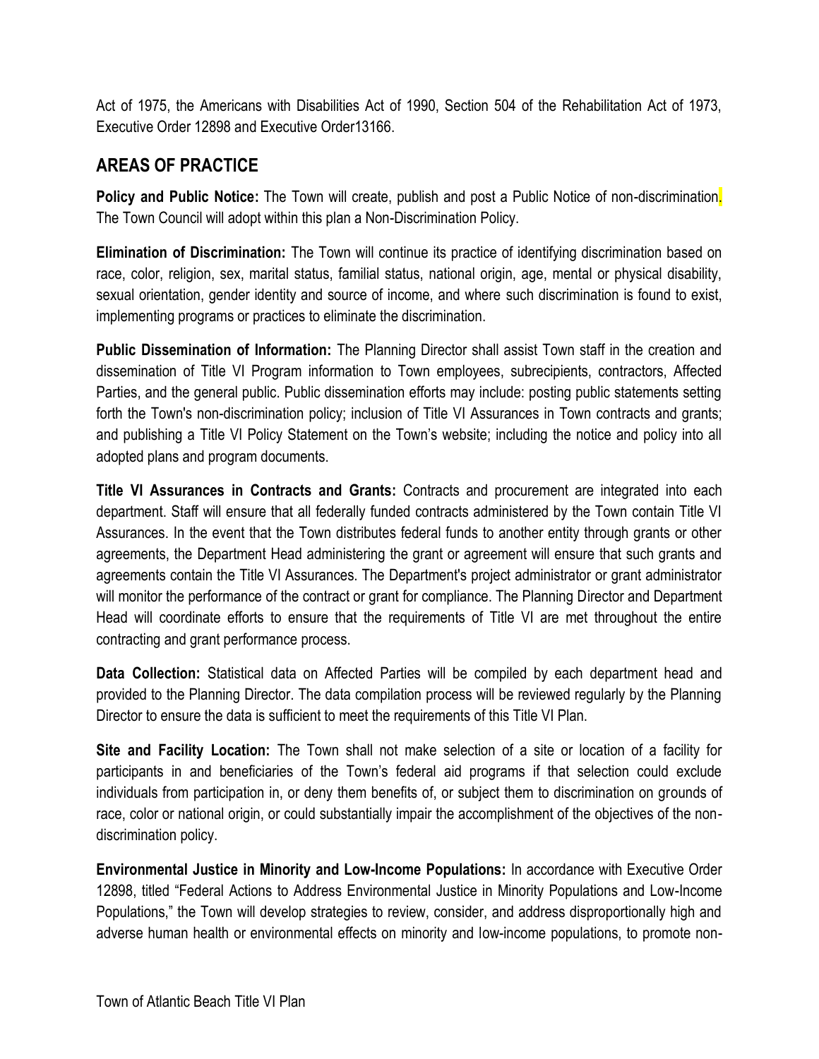Act of 1975, the Americans with Disabilities Act of 1990, Section 504 of the Rehabilitation Act of 1973, Executive Order 12898 and Executive Order13166.

## AREAS OF PRACTICE

**Policy and Public Notice:** The Town will create, publish and post a Public Notice of non-discrimination. The Town Council will adopt within this plan a Non-Discrimination Policy.

**Elimination of Discrimination:** The Town will continue its practice of identifying discrimination based on race, color, religion, sex, marital status, familial status, national origin, age, mental or physical disability, sexual orientation, gender identity and source of income, and where such discrimination is found to exist, implementing programs or practices to eliminate the discrimination.

**Public Dissemination of Information:** The Planning Director shall assist Town staff in the creation and dissemination of Title VI Program information to Town employees, subrecipients, contractors, Affected Parties, and the general public. Public dissemination efforts may include: posting public statements setting forth the Town's non-discrimination policy; inclusion of Title VI Assurances in Town contracts and grants; and publishing a Title VI Policy Statement on the Town's website; including the notice and policy into all adopted plans and program documents.

**Title VI Assurances in Contracts and Grants:** Contracts and procurement are integrated into each department. Staff will ensure that all federally funded contracts administered by the Town contain Title VI Assurances. In the event that the Town distributes federal funds to another entity through grants or other agreements, the Department Head administering the grant or agreement will ensure that such grants and agreements contain the Title VI Assurances. The Department's project administrator or grant administrator will monitor the performance of the contract or grant for compliance. The Planning Director and Department Head will coordinate efforts to ensure that the requirements of Title VI are met throughout the entire contracting and grant performance process.

**Data Collection:** Statistical data on Affected Parties will be compiled by each department head and provided to the Planning Director. The data compilation process will be reviewed regularly by the Planning Director to ensure the data is sufficient to meet the requirements of this Title VI Plan.

**Site and Facility Location:** The Town shall not make selection of a site or location of a facility for participants in and beneficiaries of the Town's federal aid programs if that selection could exclude individuals from participation in, or deny them benefits of, or subject them to discrimination on grounds of race, color or national origin, or could substantially impair the accomplishment of the objectives of the non-discrimination policy.

**Environmental Justice in Minority and Low-Income Populations:** In accordance with Executive Order 12898, titled "Federal Actions to Address Environmental Justice in Minority Populations and Low-Income Populations," the Town will develop strategies to review, consider, and address disproportionally high and adverse human health or environmental effects on minority and low-income populations, to promote non-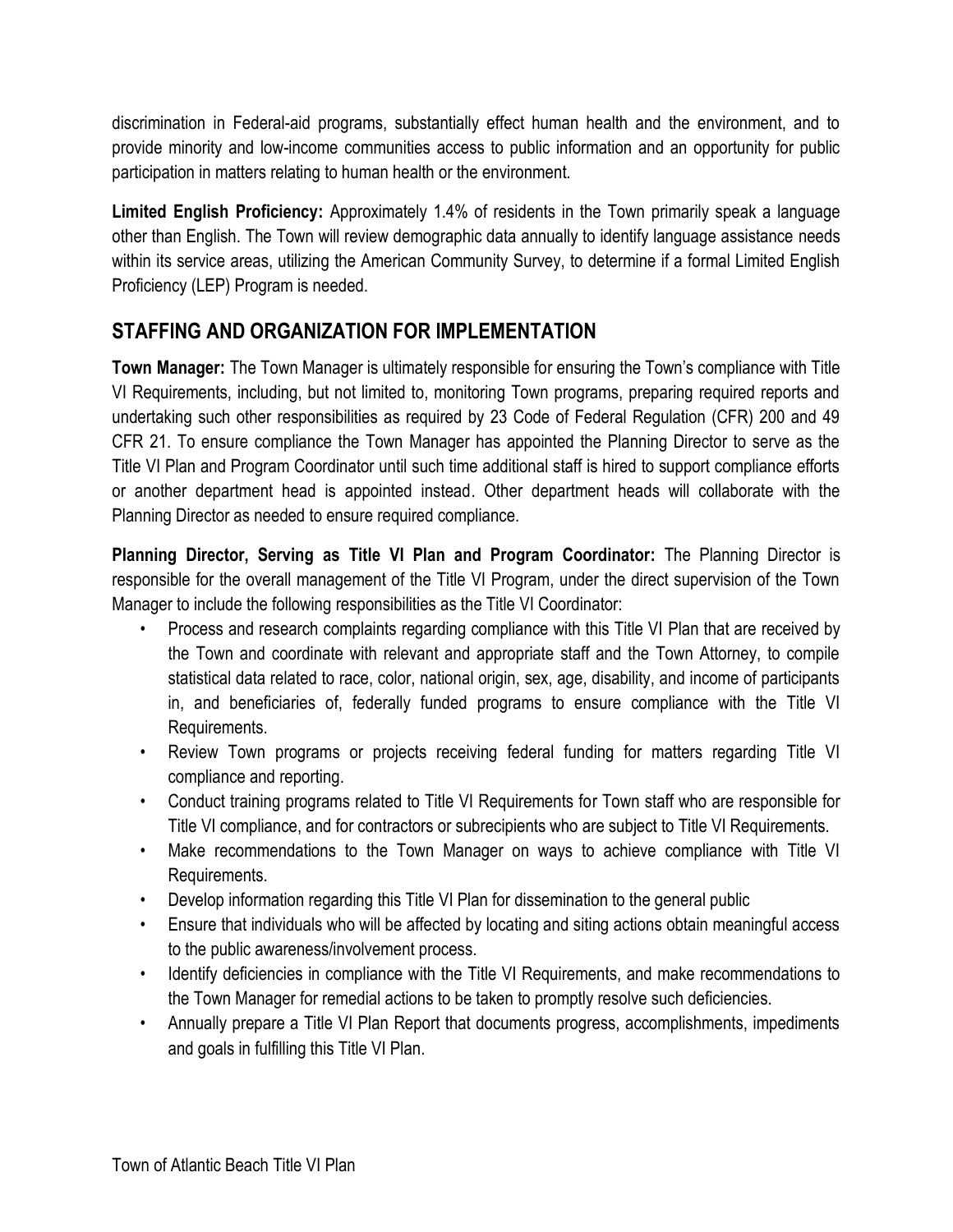discrimination in Federal-aid programs, substantially effect human health and the environment, and to provide minority and low-income communities access to public information and an opportunity for public participation in matters relating to human health or the environment.

**Limited English Proficiency:** Approximately 1.4% of residents in the Town primarily speak a language other than English. The Town will review demographic data annually to identify language assistance needs within its service areas, utilizing the American Community Survey, to determine if a formal Limited English Proficiency (LEP) Program is needed.

## STAFFING AND ORGANIZATION FOR IMPLEMENTATION

**Town Manager:** The Town Manager is ultimately responsible for ensuring the Town's compliance with Title VI Requirements, including, but not limited to, monitoring Town programs, preparing required reports and undertaking such other responsibilities as required by 23 Code of Federal Regulation (CFR) 200 and 49 CFR 21. To ensure compliance the Town Manager has appointed the Planning Director to serve as the Title VI Plan and Program Coordinator until such time additional staff is hired to support compliance efforts or another department head is appointed instead. Other department heads will collaborate with the Planning Director as needed to ensure required compliance.

**Planning Director, Serving as Title VI Plan and Program Coordinator:** The Planning Director is responsible for the overall management of the Title VI Program, under the direct supervision of the Town Manager to include the following responsibilities as the Title VI Coordinator:

- Process and research complaints regarding compliance with this Title VI Plan that are received by the Town and coordinate with relevant and appropriate staff and the Town Attorney, to compile statistical data related to race, color, national origin, sex, age, disability, and income of participants in, and beneficiaries of, federally funded programs to ensure compliance with the Title VI Requirements.
- Review Town programs or projects receiving federal funding for matters regarding Title VI compliance and reporting.
- Conduct training programs related to Title VI Requirements for Town staff who are responsible for Title VI compliance, and for contractors or subrecipients who are subject to Title VI Requirements.
- Make recommendations to the Town Manager on ways to achieve compliance with Title VI Requirements.
- Develop information regarding this Title VI Plan for dissemination to the general public
- Ensure that individuals who will be affected by locating and siting actions obtain meaningful access to the public awareness/involvement process.
- Identify deficiencies in compliance with the Title VI Requirements, and make recommendations to the Town Manager for remedial actions to be taken to promptly resolve such deficiencies.
- Annually prepare a Title VI Plan Report that documents progress, accomplishments, impediments and goals in fulfilling this Title VI Plan.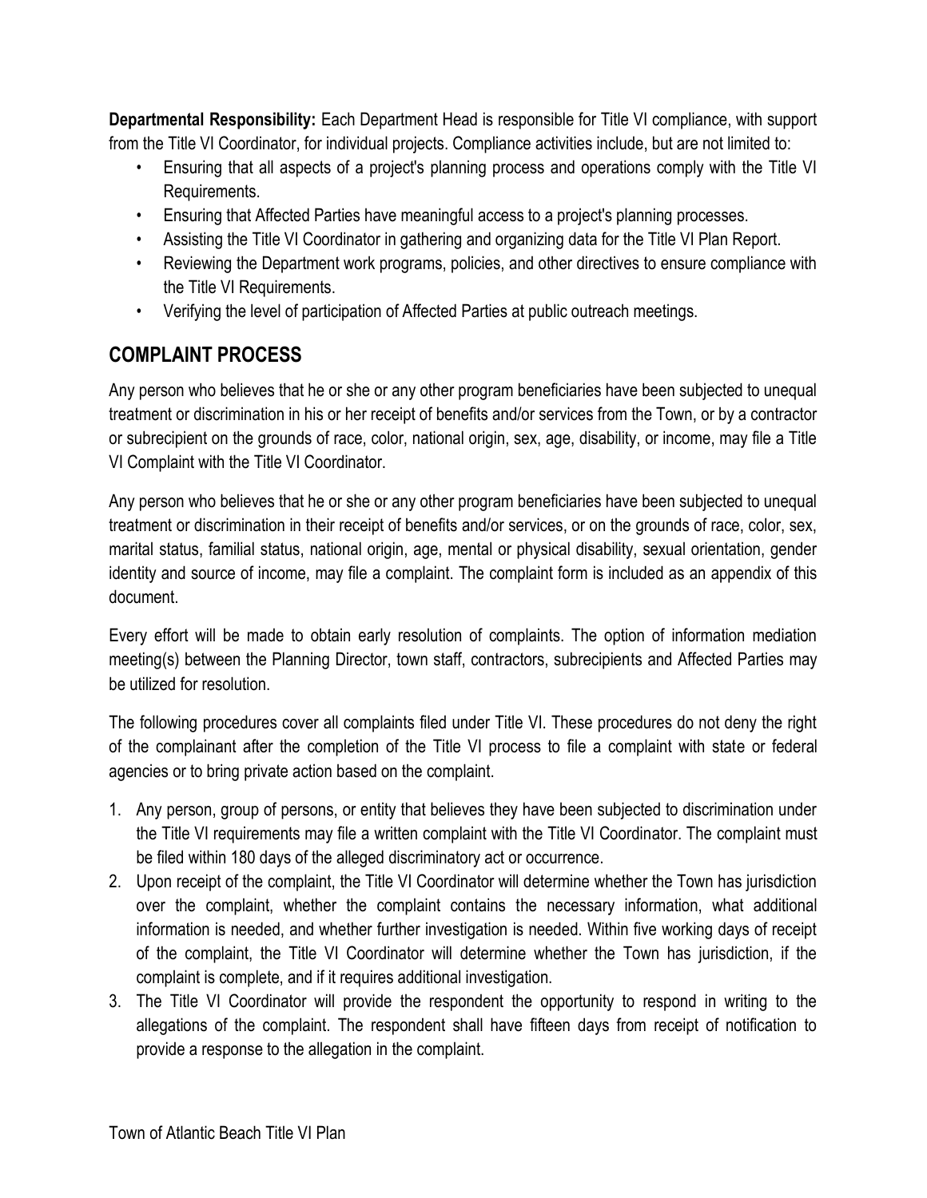**Departmental Responsibility:** Each Department Head is responsible for Title VI compliance, with support from the Title VI Coordinator, for individual projects. Compliance activities include, but are not limited to:

- Ensuring that all aspects of a project's planning process and operations comply with the Title VI Requirements.
- Ensuring that Affected Parties have meaningful access to a project's planning processes.
- Assisting the Title VI Coordinator in gathering and organizing data for the Title VI Plan Report.
- Reviewing the Department work programs, policies, and other directives to ensure compliance with the Title VI Requirements.
- Verifying the level of participation of Affected Parties at public outreach meetings.

## COMPLAINT PROCESS

Any person who believes that he or she or any other program beneficiaries have been subjected to unequal treatment or discrimination in his or her receipt of benefits and/or services from the Town, or by a contractor or subrecipient on the grounds of race, color, national origin, sex, age, disability, or income, may file a Title VI Complaint with the Title VI Coordinator.

Any person who believes that he or she or any other program beneficiaries have been subjected to unequal treatment or discrimination in their receipt of benefits and/or services, or on the grounds of race, color, sex, marital status, familial status, national origin, age, mental or physical disability, sexual orientation, gender identity and source of income, may file a complaint. The complaint form is included as an appendix of this document.

Every effort will be made to obtain early resolution of complaints. The option of information mediation meeting(s) between the Planning Director, town staff, contractors, subrecipients and Affected Parties may be utilized for resolution.

The following procedures cover all complaints filed under Title VI. These procedures do not deny the right of the complainant after the completion of the Title VI process to file a complaint with state or federal agencies or to bring private action based on the complaint.

1. Any person, group of persons, or entity that believes they have been subjected to discrimination under the Title VI requirements may file a written complaint with the Title VI Coordinator. The complaint must be filed within 180 days of the alleged discriminatory act or occurrence.
2. Upon receipt of the complaint, the Title VI Coordinator will determine whether the Town has jurisdiction over the complaint, whether the complaint contains the necessary information, what additional information is needed, and whether further investigation is needed. Within five working days of receipt of the complaint, the Title VI Coordinator will determine whether the Town has jurisdiction, if the complaint is complete, and if it requires additional investigation.
3. The Title VI Coordinator will provide the respondent the opportunity to respond in writing to the allegations of the complaint. The respondent shall have fifteen days from receipt of notification to provide a response to the allegation in the complaint.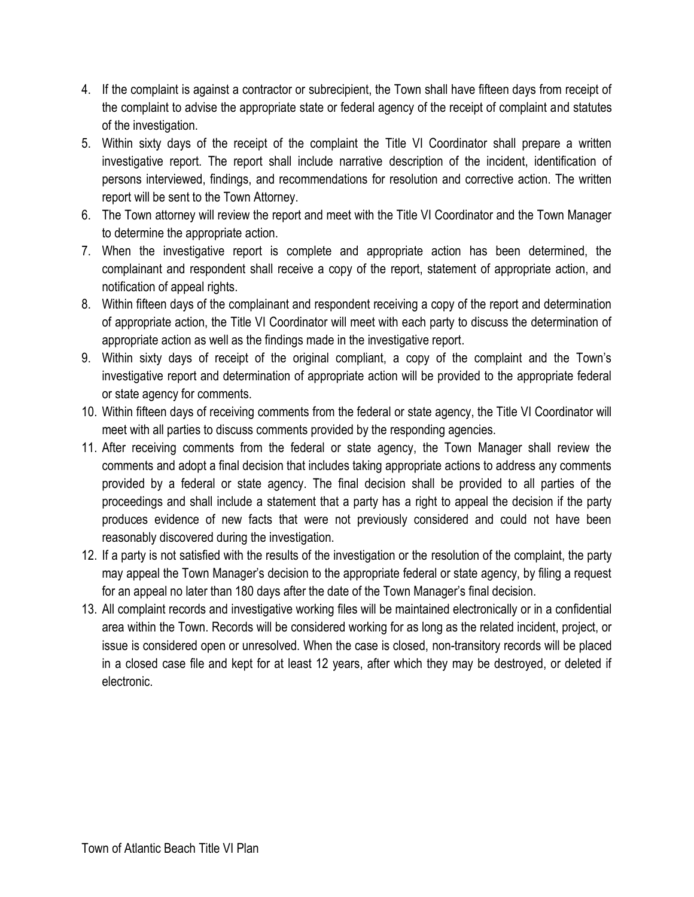4. If the complaint is against a contractor or subrecipient, the Town shall have fifteen days from receipt of the complaint to advise the appropriate state or federal agency of the receipt of complaint and statutes of the investigation.
5. Within sixty days of the receipt of the complaint the Title VI Coordinator shall prepare a written investigative report. The report shall include narrative description of the incident, identification of persons interviewed, findings, and recommendations for resolution and corrective action. The written report will be sent to the Town Attorney.
6. The Town attorney will review the report and meet with the Title VI Coordinator and the Town Manager to determine the appropriate action.
7. When the investigative report is complete and appropriate action has been determined, the complainant and respondent shall receive a copy of the report, statement of appropriate action, and notification of appeal rights.
8. Within fifteen days of the complainant and respondent receiving a copy of the report and determination of appropriate action, the Title VI Coordinator will meet with each party to discuss the determination of appropriate action as well as the findings made in the investigative report.
9. Within sixty days of receipt of the original compliant, a copy of the complaint and the Town's investigative report and determination of appropriate action will be provided to the appropriate federal or state agency for comments.
10. Within fifteen days of receiving comments from the federal or state agency, the Title VI Coordinator will meet with all parties to discuss comments provided by the responding agencies.
11. After receiving comments from the federal or state agency, the Town Manager shall review the comments and adopt a final decision that includes taking appropriate actions to address any comments provided by a federal or state agency. The final decision shall be provided to all parties of the proceedings and shall include a statement that a party has a right to appeal the decision if the party produces evidence of new facts that were not previously considered and could not have been reasonably discovered during the investigation.
12. If a party is not satisfied with the results of the investigation or the resolution of the complaint, the party may appeal the Town Manager's decision to the appropriate federal or state agency, by filing a request for an appeal no later than 180 days after the date of the Town Manager's final decision.
13. All complaint records and investigative working files will be maintained electronically or in a confidential area within the Town. Records will be considered working for as long as the related incident, project, or issue is considered open or unresolved. When the case is closed, non-transitory records will be placed in a closed case file and kept for at least 12 years, after which they may be destroyed, or deleted if electronic.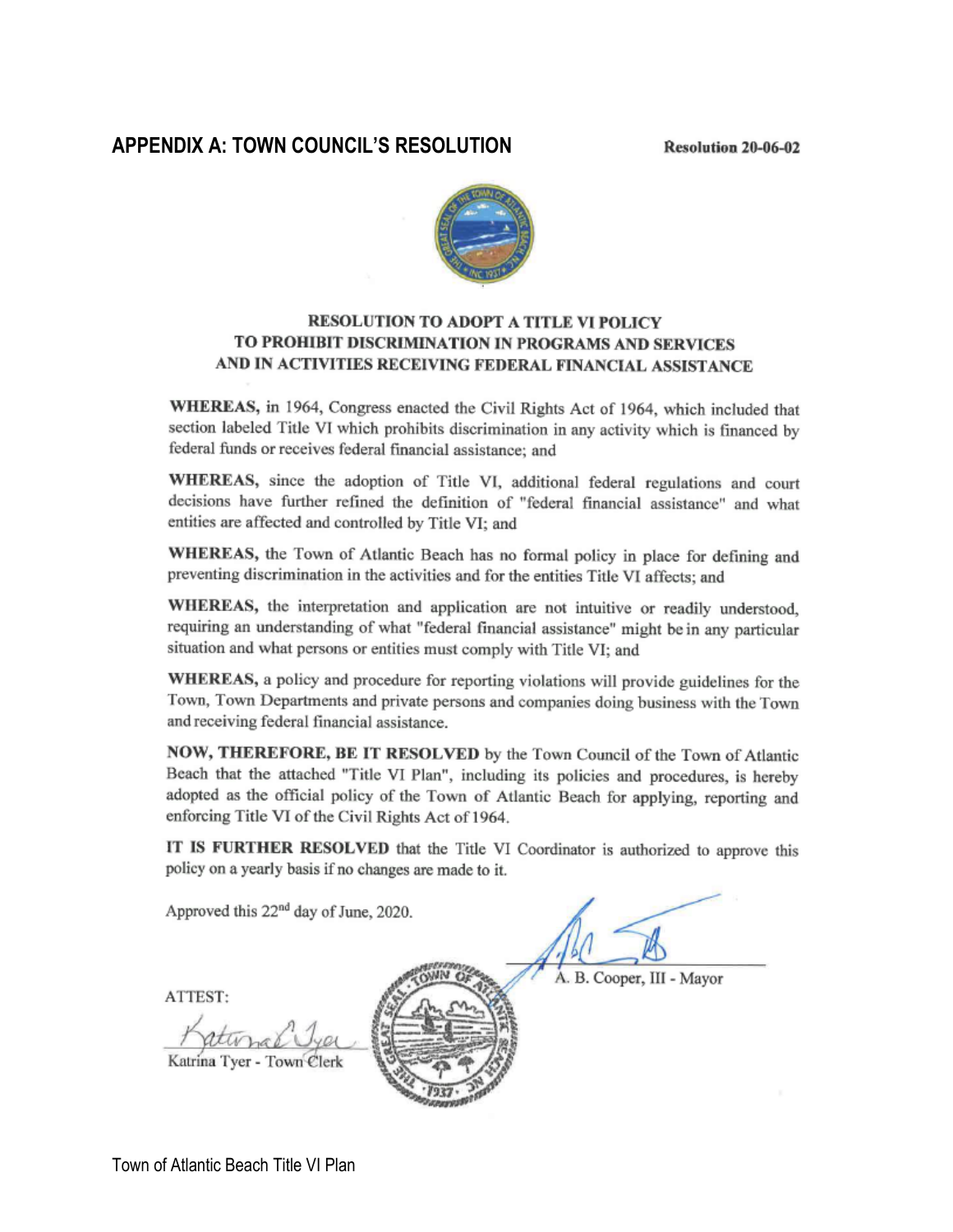## APPENDIX A: TOWN COUNCIL'S RESOLUTION

**Resolution 20-06-02**

**RESOLUTION TO ADOPT A TITLE VI POLICY TO PROHIBIT DISCRIMINATION IN PROGRAMS AND SERVICES AND IN ACTIVITIES RECEIVING FEDERAL FINANCIAL ASSISTANCE**

**WHEREAS,** in 1964, Congress enacted the Civil Rights Act of 1964, which included that section labeled Title VI which prohibits discrimination in any activity which is financed by federal funds or receives federal financial assistance; and

**WHEREAS,** since the adoption of Title VI, additional federal regulations and court decisions have further refined the definition of "federal financial assistance" and what entities are affected and controlled by Title VI; and

**WHEREAS,** the Town of Atlantic Beach has no formal policy in place for defining and preventing discrimination in the activities and for the entities Title VI affects; and

**WHEREAS,** the interpretation and application are not intuitive or readily understood, requiring an understanding of what "federal financial assistance" might be in any particular situation and what persons or entities must comply with Title VI; and

**WHEREAS,** a policy and procedure for reporting violations will provide guidelines for the Town, Town Departments and private persons and companies doing business with the Town and receiving federal financial assistance.

**NOW, THEREFORE, BE IT RESOLVED** by the Town Council of the Town of Atlantic Beach that the attached "Title VI Plan", including its policies and procedures, is hereby adopted as the official policy of the Town of Atlantic Beach for applying, reporting and enforcing Title VI of the Civil Rights Act of 1964.

**IT IS FURTHER RESOLVED** that the Title VI Coordinator is authorized to approve this policy on a yearly basis if no changes are made to it.

Approved this 22nd day of June, 2020.

A. B. Cooper, III - Mayor

ATTEST:

Katrina Tyer - Town Clerk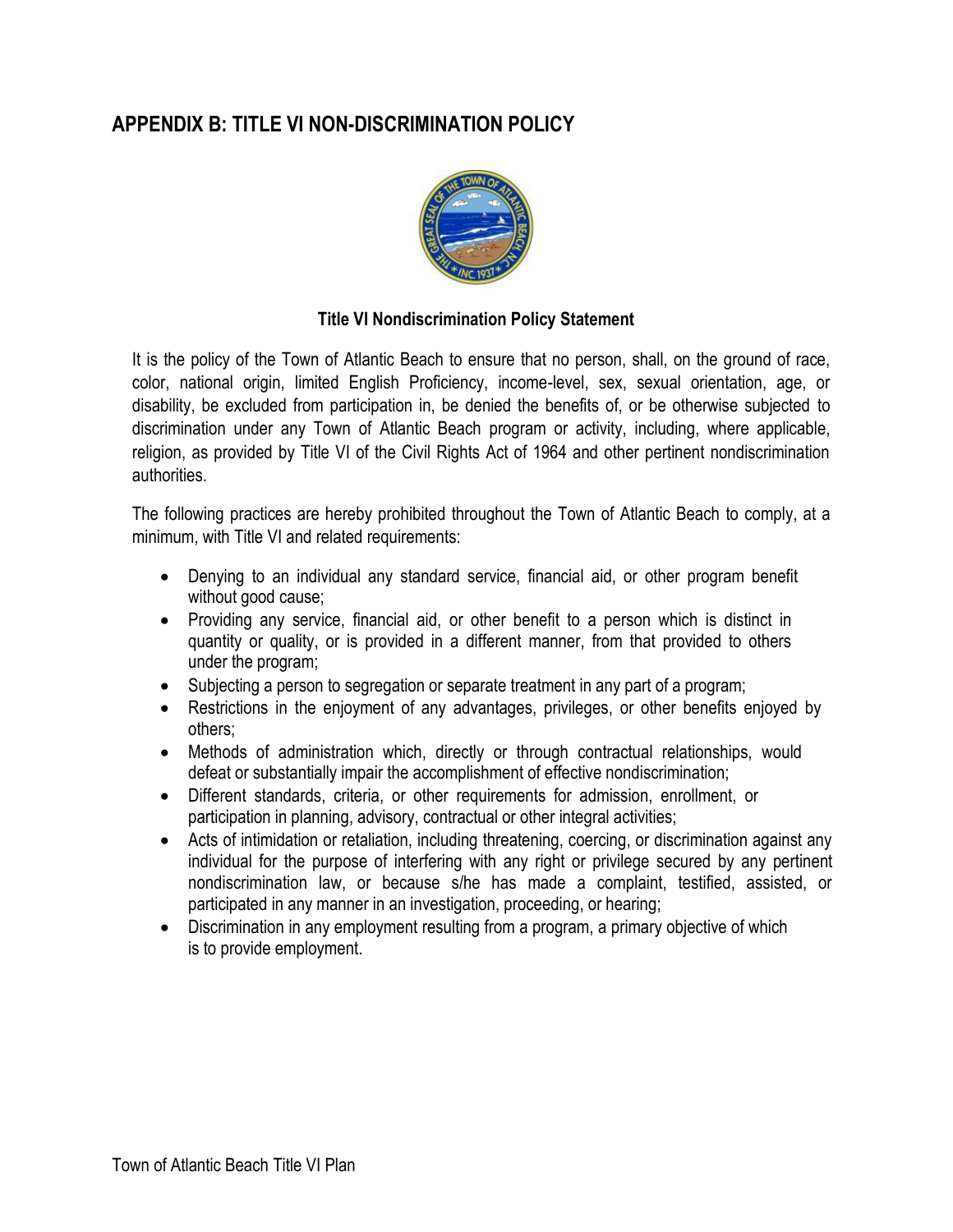## APPENDIX B: TITLE VI NON-DISCRIMINATION POLICY

**Title VI Nondiscrimination Policy Statement**

It is the policy of the Town of Atlantic Beach to ensure that no person, shall, on the ground of race, color, national origin, limited English Proficiency, income-level, sex, sexual orientation, age, or disability, be excluded from participation in, be denied the benefits of, or be otherwise subjected to discrimination under any Town of Atlantic Beach program or activity, including, where applicable, religion, as provided by Title VI of the Civil Rights Act of 1964 and other pertinent nondiscrimination authorities.

The following practices are hereby prohibited throughout the Town of Atlantic Beach to comply, at a minimum, with Title VI and related requirements:

- Denying to an individual any standard service, financial aid, or other program benefit without good cause;
- Providing any service, financial aid, or other benefit to a person which is distinct in quantity or quality, or is provided in a different manner, from that provided to others under the program;
- Subjecting a person to segregation or separate treatment in any part of a program;
- Restrictions in the enjoyment of any advantages, privileges, or other benefits enjoyed by others;
- Methods of administration which, directly or through contractual relationships, would defeat or substantially impair the accomplishment of effective nondiscrimination;
- Different standards, criteria, or other requirements for admission, enrollment, or participation in planning, advisory, contractual or other integral activities;
- Acts of intimidation or retaliation, including threatening, coercing, or discrimination against any individual for the purpose of interfering with any right or privilege secured by any pertinent nondiscrimination law, or because s/he has made a complaint, testified, assisted, or participated in any manner in an investigation, proceeding, or hearing;
- Discrimination in any employment resulting from a program, a primary objective of which is to provide employment.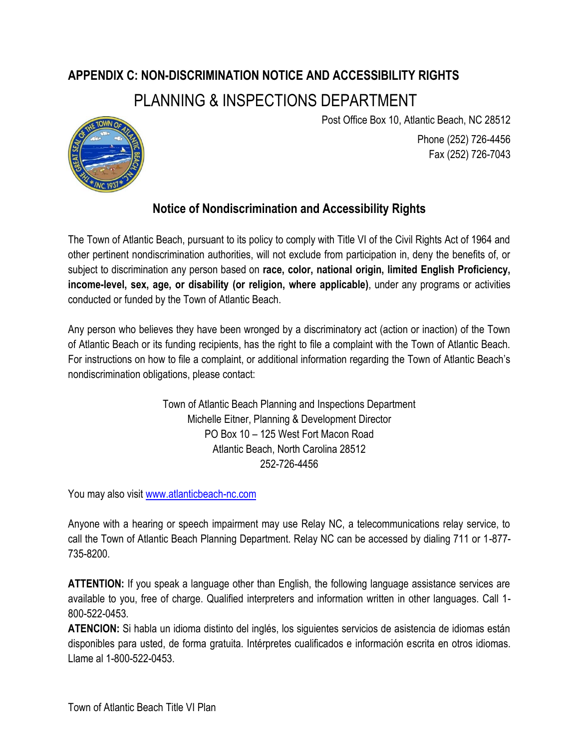## APPENDIX C: NON-DISCRIMINATION NOTICE AND ACCESSIBILITY RIGHTS

# PLANNING & INSPECTIONS DEPARTMENT

Post Office Box 10, Atlantic Beach, NC 28512

Phone (252) 726-4456
Fax (252) 726-7043

### Notice of Nondiscrimination and Accessibility Rights

The Town of Atlantic Beach, pursuant to its policy to comply with Title VI of the Civil Rights Act of 1964 and other pertinent nondiscrimination authorities, will not exclude from participation in, deny the benefits of, or subject to discrimination any person based on **race, color, national origin, limited English Proficiency, income-level, sex, age, or disability (or religion, where applicable)**, under any programs or activities conducted or funded by the Town of Atlantic Beach.

Any person who believes they have been wronged by a discriminatory act (action or inaction) of the Town of Atlantic Beach or its funding recipients, has the right to file a complaint with the Town of Atlantic Beach. For instructions on how to file a complaint, or additional information regarding the Town of Atlantic Beach's nondiscrimination obligations, please contact:

Town of Atlantic Beach Planning and Inspections Department
Michelle Eitner, Planning & Development Director
PO Box 10 – 125 West Fort Macon Road
Atlantic Beach, North Carolina 28512
252-726-4456

You may also visit [www.atlanticbeach-nc.com](http://www.atlanticbeach-nc.com)

Anyone with a hearing or speech impairment may use Relay NC, a telecommunications relay service, to call the Town of Atlantic Beach Planning Department. Relay NC can be accessed by dialing 711 or 1-877-735-8200.

**ATTENTION:** If you speak a language other than English, the following language assistance services are available to you, free of charge. Qualified interpreters and information written in other languages. Call 1-800-522-0453.

**ATENCION:** Si habla un idioma distinto del inglés, los siguientes servicios de asistencia de idiomas están disponibles para usted, de forma gratuita. Intérpretes cualificados e información escrita en otros idiomas. Llame al 1-800-522-0453.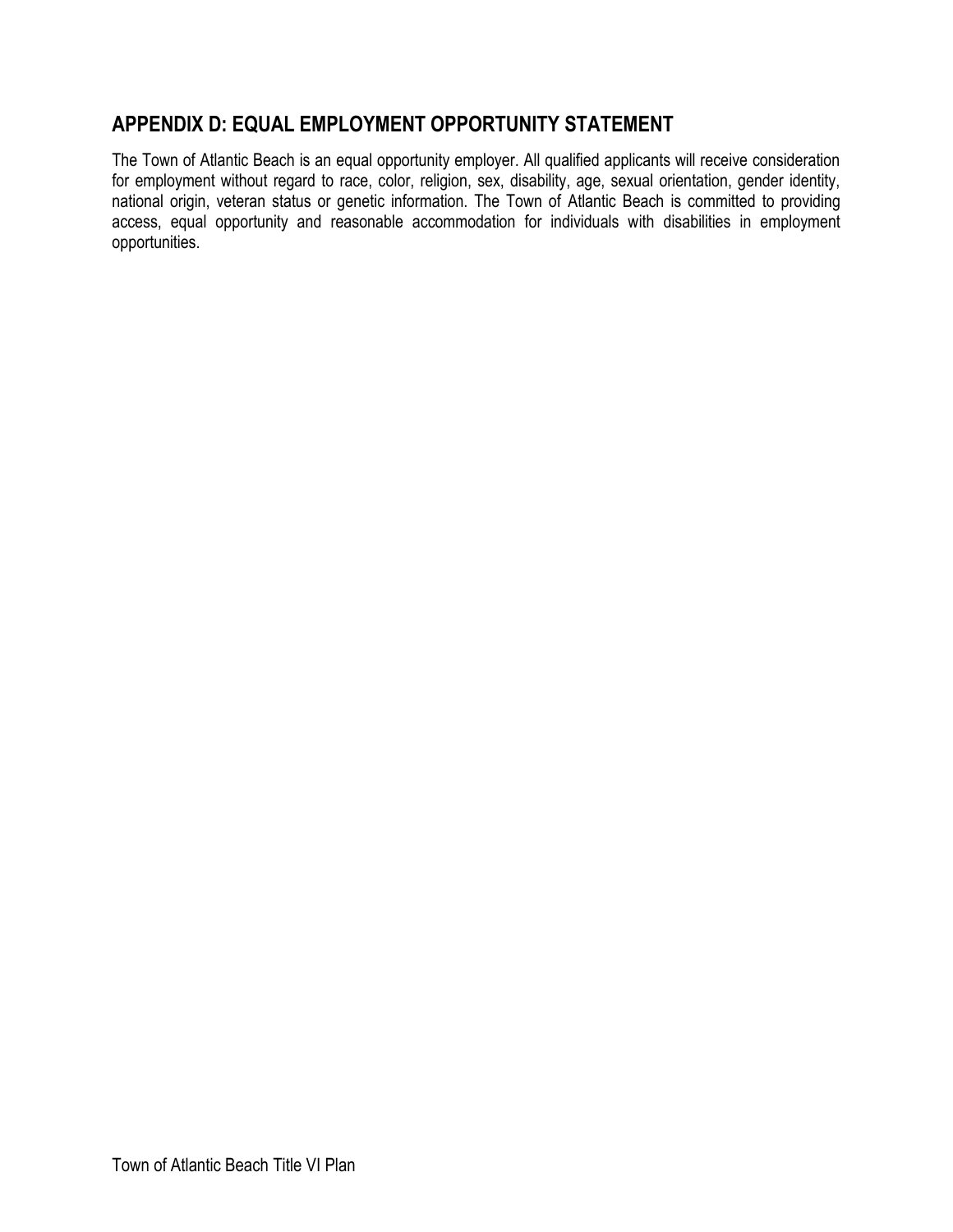## APPENDIX D: EQUAL EMPLOYMENT OPPORTUNITY STATEMENT

The Town of Atlantic Beach is an equal opportunity employer. All qualified applicants will receive consideration for employment without regard to race, color, religion, sex, disability, age, sexual orientation, gender identity, national origin, veteran status or genetic information. The Town of Atlantic Beach is committed to providing access, equal opportunity and reasonable accommodation for individuals with disabilities in employment opportunities.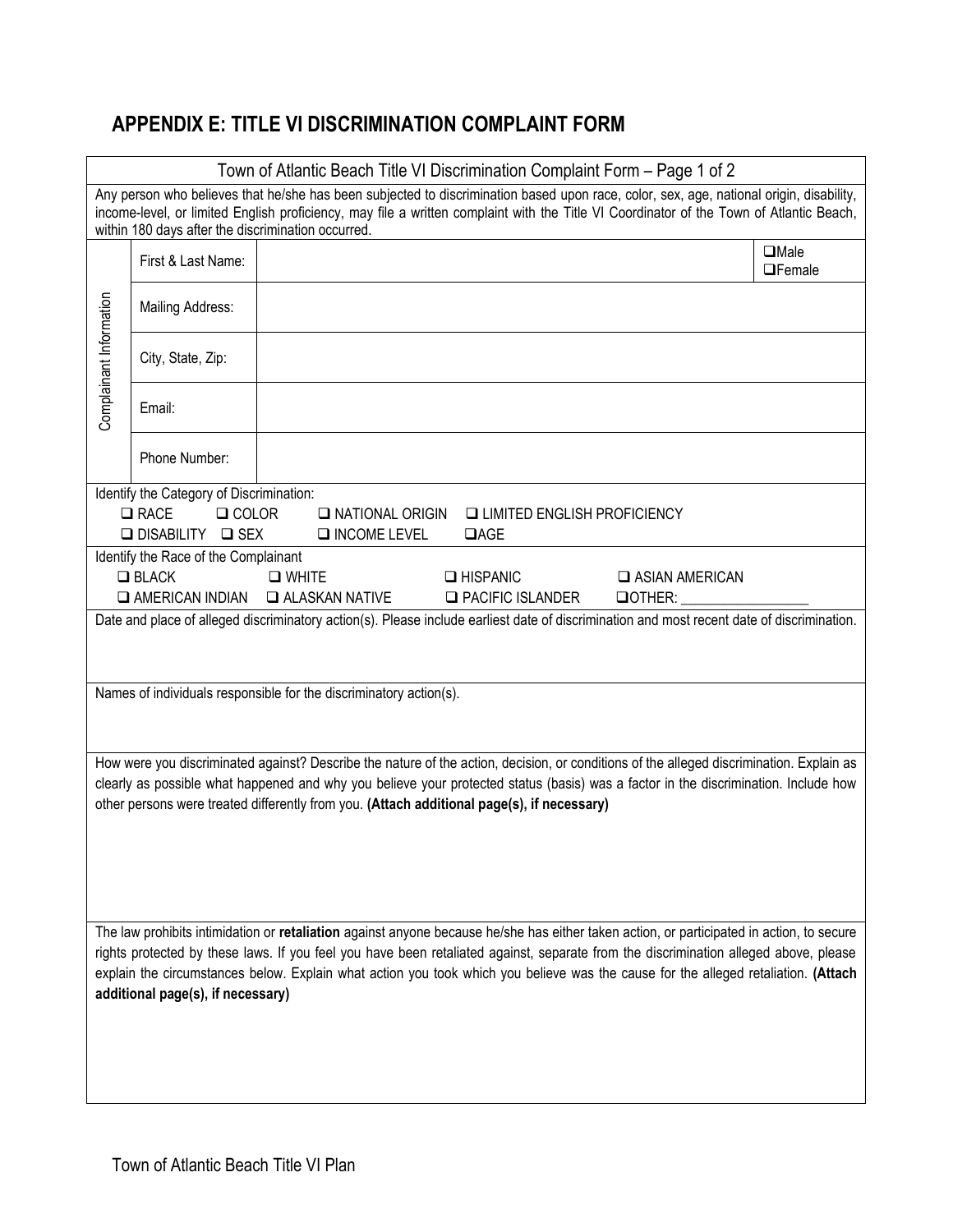## APPENDIX E: TITLE VI DISCRIMINATION COMPLAINT FORM

Town of Atlantic Beach Title VI Discrimination Complaint Form – Page 1 of 2

Any person who believes that he/she has been subjected to discrimination based upon race, color, sex, age, national origin, disability, income-level, or limited English proficiency, may file a written complaint with the Title VI Coordinator of the Town of Atlantic Beach, within 180 days after the discrimination occurred.

| Complainant Information | | | |
|---|---|---|---|
| | First & Last Name: | | ❑Male ❑Female |
| | Mailing Address: | | |
| | City, State, Zip: | | |
| | Email: | | |
| | Phone Number: | | |

Identify the Category of Discrimination:

❑ RACE ❑ COLOR ❑ NATIONAL ORIGIN ❑ LIMITED ENGLISH PROFICIENCY
❑ DISABILITY ❑ SEX ❑ INCOME LEVEL ❑AGE

Identify the Race of the Complainant

❑ BLACK ❑ WHITE ❑ HISPANIC ❑ ASIAN AMERICAN
❑ AMERICAN INDIAN ❑ ALASKAN NATIVE ❑ PACIFIC ISLANDER ❑OTHER: _________________

Date and place of alleged discriminatory action(s). Please include earliest date of discrimination and most recent date of discrimination.

Names of individuals responsible for the discriminatory action(s).

How were you discriminated against? Describe the nature of the action, decision, or conditions of the alleged discrimination. Explain as clearly as possible what happened and why you believe your protected status (basis) was a factor in the discrimination. Include how other persons were treated differently from you. **(Attach additional page(s), if necessary)**

The law prohibits intimidation or **retaliation** against anyone because he/she has either taken action, or participated in action, to secure rights protected by these laws. If you feel you have been retaliated against, separate from the discrimination alleged above, please explain the circumstances below. Explain what action you took which you believe was the cause for the alleged retaliation. **(Attach additional page(s), if necessary)**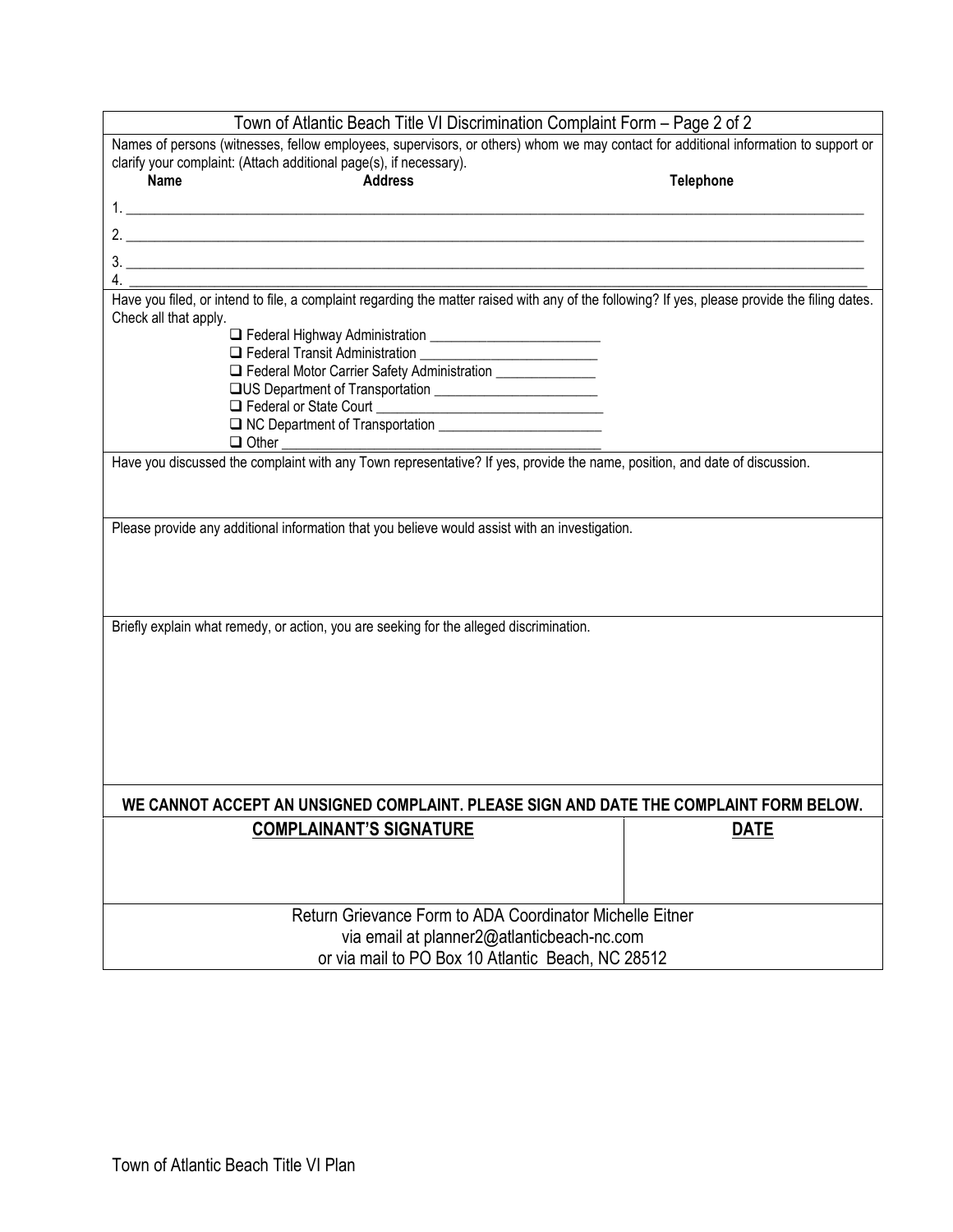## Town of Atlantic Beach Title VI Discrimination Complaint Form – Page 2 of 2

Names of persons (witnesses, fellow employees, supervisors, or others) whom we may contact for additional information to support or clarify your complaint: (Attach additional page(s), if necessary).

| Name | Address | Telephone |
|---|---|---|
| 1. | | |
| 2. | | |
| 3. | | |
| 4. | | |

Have you filed, or intend to file, a complaint regarding the matter raised with any of the following? If yes, please provide the filing dates. Check all that apply.

- ❑ Federal Highway Administration ________________________
- ❑ Federal Transit Administration ________________________
- ❑ Federal Motor Carrier Safety Administration ______________
- ❑ US Department of Transportation _______________________
- ❑ Federal or State Court ________________________________
- ❑ NC Department of Transportation _______________________
- ❑ Other ____________________________________________

Have you discussed the complaint with any Town representative? If yes, provide the name, position, and date of discussion.

Please provide any additional information that you believe would assist with an investigation.

Briefly explain what remedy, or action, you are seeking for the alleged discrimination.

**WE CANNOT ACCEPT AN UNSIGNED COMPLAINT. PLEASE SIGN AND DATE THE COMPLAINT FORM BELOW.**

| **COMPLAINANT'S SIGNATURE** | **DATE** |
|---|---|
| | |

Return Grievance Form to ADA Coordinator Michelle Eitner
via email at planner2@atlanticbeach-nc.com
or via mail to PO Box 10 Atlantic Beach, NC 28512